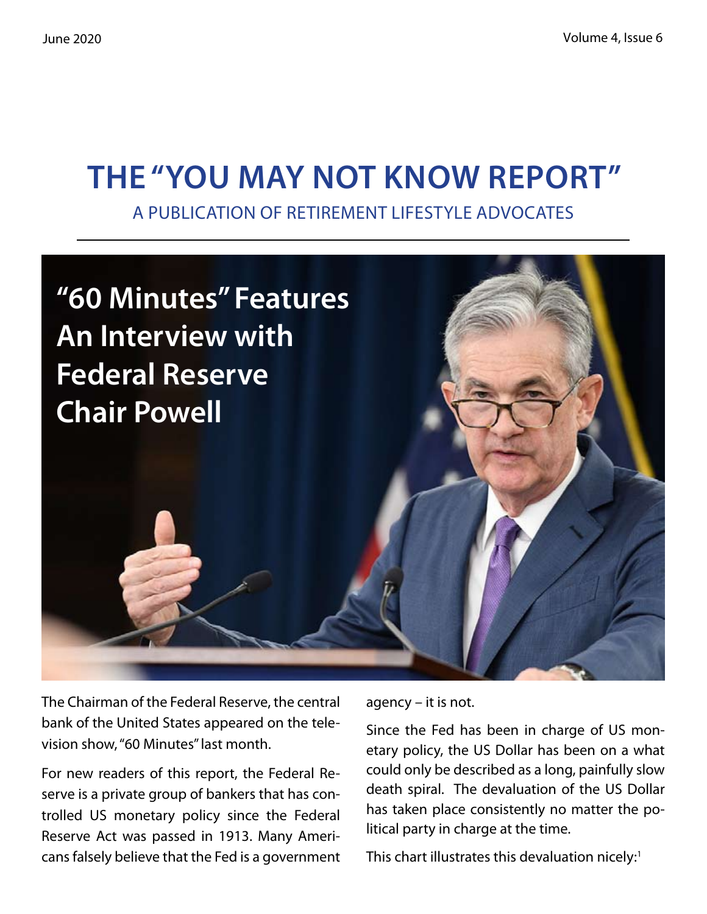# THE "YOU MAY NOT KNOW REPORT"

A PUBLICATION OF RETIREMENT LIFESTYLE ADVOCATES

## "60 Minutes" Features An Interview with Federal Reserve Chair Powell

The Chairman of the Federal Reserve, the central bank of the United States appeared on the television show, "60 Minutes" last month.

For new readers of this report, the Federal Reserve is a private group of bankers that has controlled US monetary policy since the Federal Reserve Act was passed in 1913. Many Americans falsely believe that the Fed is a government agency – it is not.

Since the Fed has been in charge of US monetary policy, the US Dollar has been on a what could only be described as a long, painfully slow death spiral. The devaluation of the US Dollar has taken place consistently no matter the political party in charge at the time.

This chart illustrates this devaluation nicely:[1]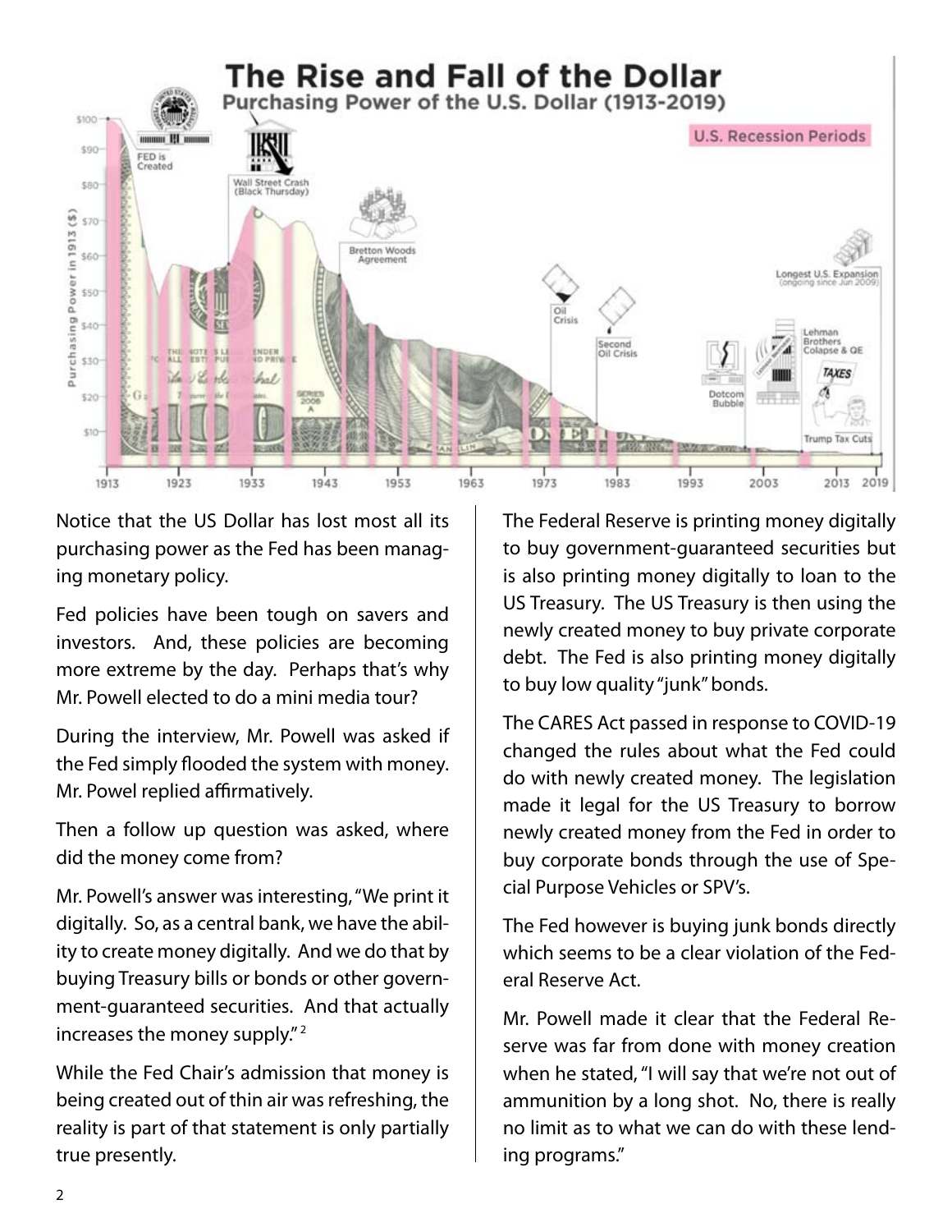Notice that the US Dollar has lost most all its purchasing power as the Fed has been managing monetary policy.

Fed policies have been tough on savers and investors. And, these policies are becoming more extreme by the day. Perhaps that's why Mr. Powell elected to do a mini media tour?

During the interview, Mr. Powell was asked if the Fed simply flooded the system with money. Mr. Powel replied affirmatively.

Then a follow up question was asked, where did the money come from?

Mr. Powell's answer was interesting, "We print it digitally. So, as a central bank, we have the ability to create money digitally. And we do that by buying Treasury bills or bonds or other government-guaranteed securities. And that actually increases the money supply."[2]

While the Fed Chair's admission that money is being created out of thin air was refreshing, the reality is part of that statement is only partially true presently.

The Federal Reserve is printing money digitally to buy government-guaranteed securities but is also printing money digitally to loan to the US Treasury. The US Treasury is then using the newly created money to buy private corporate debt. The Fed is also printing money digitally to buy low quality "junk" bonds.

The CARES Act passed in response to COVID-19 changed the rules about what the Fed could do with newly created money. The legislation made it legal for the US Treasury to borrow newly created money from the Fed in order to buy corporate bonds through the use of Special Purpose Vehicles or SPV's.

The Fed however is buying junk bonds directly which seems to be a clear violation of the Federal Reserve Act.

Mr. Powell made it clear that the Federal Reserve was far from done with money creation when he stated, "I will say that we're not out of ammunition by a long shot. No, there is really no limit as to what we can do with these lending programs."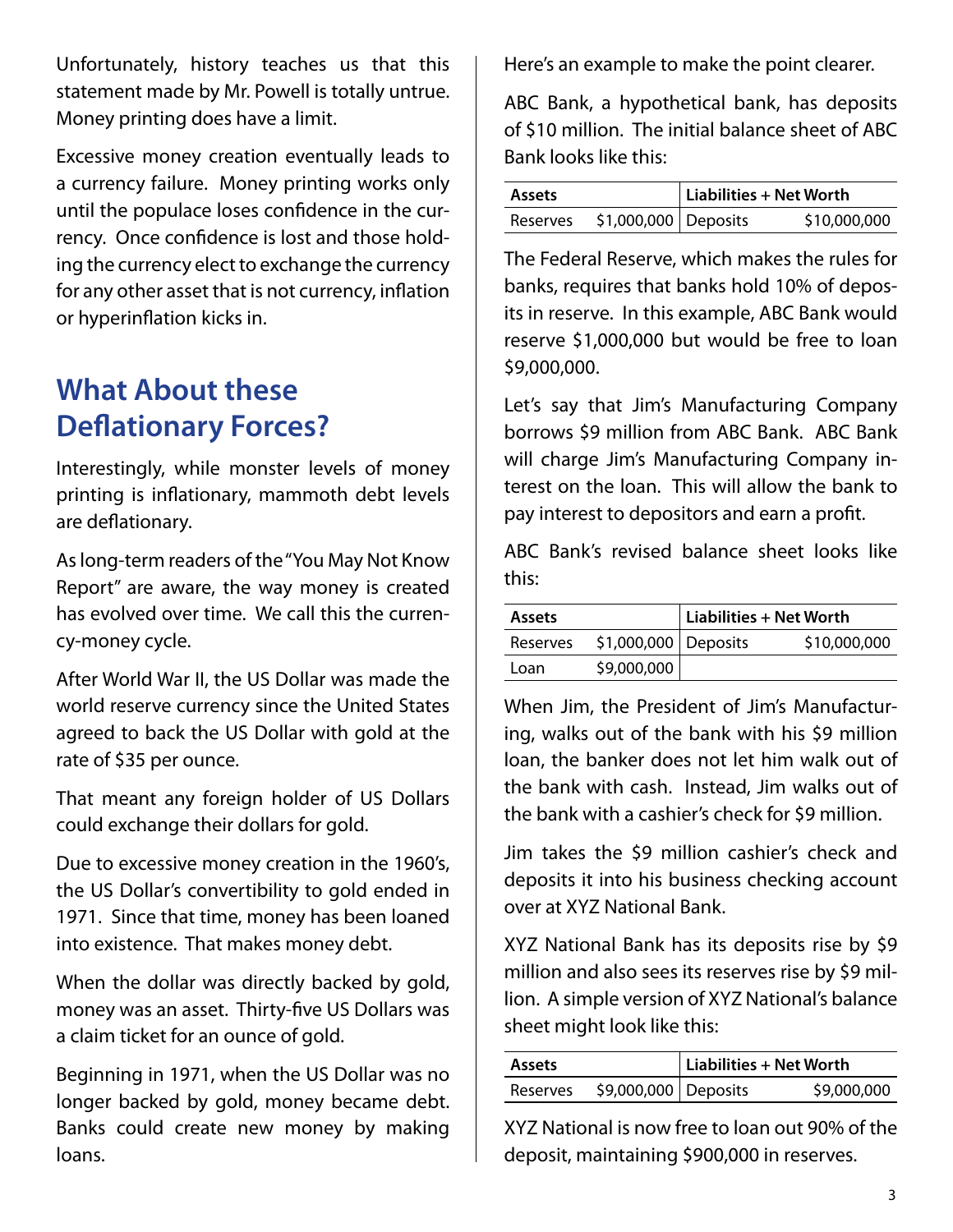Unfortunately, history teaches us that this statement made by Mr. Powell is totally untrue. Money printing does have a limit.

Excessive money creation eventually leads to a currency failure. Money printing works only until the populace loses confidence in the currency. Once confidence is lost and those holding the currency elect to exchange the currency for any other asset that is not currency, inflation or hyperinflation kicks in.

## What About these Deflationary Forces?

Interestingly, while monster levels of money printing is inflationary, mammoth debt levels are deflationary.

As long-term readers of the "You May Not Know Report" are aware, the way money is created has evolved over time. We call this the currency-money cycle.

After World War II, the US Dollar was made the world reserve currency since the United States agreed to back the US Dollar with gold at the rate of $35 per ounce.

That meant any foreign holder of US Dollars could exchange their dollars for gold.

Due to excessive money creation in the 1960's, the US Dollar's convertibility to gold ended in 1971. Since that time, money has been loaned into existence. That makes money debt.

When the dollar was directly backed by gold, money was an asset. Thirty-five US Dollars was a claim ticket for an ounce of gold.

Beginning in 1971, when the US Dollar was no longer backed by gold, money became debt. Banks could create new money by making loans.

Here's an example to make the point clearer.

ABC Bank, a hypothetical bank, has deposits of $10 million. The initial balance sheet of ABC Bank looks like this:

| **Assets** | | **Liabilities + Net Worth** | |
|---|---|---|---|
| Reserves | $1,000,000 | Deposits | $10,000,000 |

The Federal Reserve, which makes the rules for banks, requires that banks hold 10% of deposits in reserve. In this example, ABC Bank would reserve $1,000,000 but would be free to loan $9,000,000.

Let's say that Jim's Manufacturing Company borrows $9 million from ABC Bank. ABC Bank will charge Jim's Manufacturing Company interest on the loan. This will allow the bank to pay interest to depositors and earn a profit.

ABC Bank's revised balance sheet looks like this:

| **Assets** | | **Liabilities + Net Worth** | |
|---|---|---|---|
| Reserves | $1,000,000 | Deposits | $10,000,000 |
| Loan | $9,000,000 | | |

When Jim, the President of Jim's Manufacturing, walks out of the bank with his $9 million loan, the banker does not let him walk out of the bank with cash. Instead, Jim walks out of the bank with a cashier's check for $9 million.

Jim takes the $9 million cashier's check and deposits it into his business checking account over at XYZ National Bank.

XYZ National Bank has its deposits rise by $9 million and also sees its reserves rise by $9 million. A simple version of XYZ National's balance sheet might look like this:

| **Assets** | | **Liabilities + Net Worth** | |
|---|---|---|---|
| Reserves | $9,000,000 | Deposits | $9,000,000 |

XYZ National is now free to loan out 90% of the deposit, maintaining $900,000 in reserves.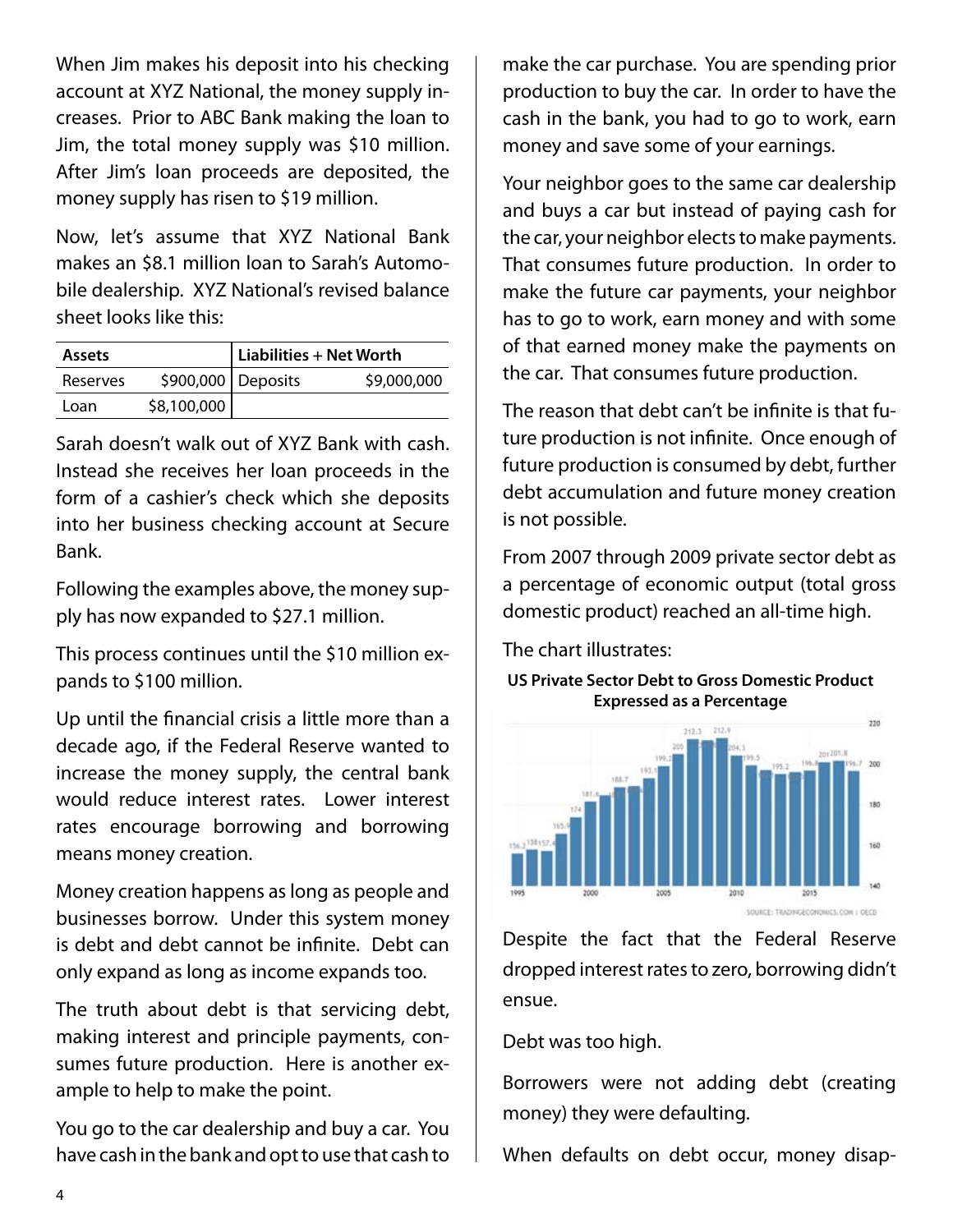When Jim makes his deposit into his checking account at XYZ National, the money supply increases. Prior to ABC Bank making the loan to Jim, the total money supply was $10 million. After Jim's loan proceeds are deposited, the money supply has risen to $19 million.

Now, let's assume that XYZ National Bank makes an $8.1 million loan to Sarah's Automobile dealership. XYZ National's revised balance sheet looks like this:

| Assets | | Liabilities + Net Worth | |
|---|---|---|---|
| Reserves | $900,000 | Deposits | $9,000,000 |
| Loan | $8,100,000 | | |

Sarah doesn't walk out of XYZ Bank with cash. Instead she receives her loan proceeds in the form of a cashier's check which she deposits into her business checking account at Secure Bank.

Following the examples above, the money supply has now expanded to $27.1 million.

This process continues until the $10 million expands to $100 million.

Up until the financial crisis a little more than a decade ago, if the Federal Reserve wanted to increase the money supply, the central bank would reduce interest rates. Lower interest rates encourage borrowing and borrowing means money creation.

Money creation happens as long as people and businesses borrow. Under this system money is debt and debt cannot be infinite. Debt can only expand as long as income expands too.

The truth about debt is that servicing debt, making interest and principle payments, consumes future production. Here is another example to help to make the point.

You go to the car dealership and buy a car. You have cash in the bank and opt to use that cash to make the car purchase. You are spending prior production to buy the car. In order to have the cash in the bank, you had to go to work, earn money and save some of your earnings.

Your neighbor goes to the same car dealership and buys a car but instead of paying cash for the car, your neighbor elects to make payments. That consumes future production. In order to make the future car payments, your neighbor has to go to work, earn money and with some of that earned money make the payments on the car. That consumes future production.

The reason that debt can't be infinite is that future production is not infinite. Once enough of future production is consumed by debt, further debt accumulation and future money creation is not possible.

From 2007 through 2009 private sector debt as a percentage of economic output (total gross domestic product) reached an all-time high.

The chart illustrates:

**US Private Sector Debt to Gross Domestic Product Expressed as a Percentage**

SOURCE: TRADINGECONOMICS.COM | OECD

Despite the fact that the Federal Reserve dropped interest rates to zero, borrowing didn't ensue.

Debt was too high.

Borrowers were not adding debt (creating money) they were defaulting.

When defaults on debt occur, money disap-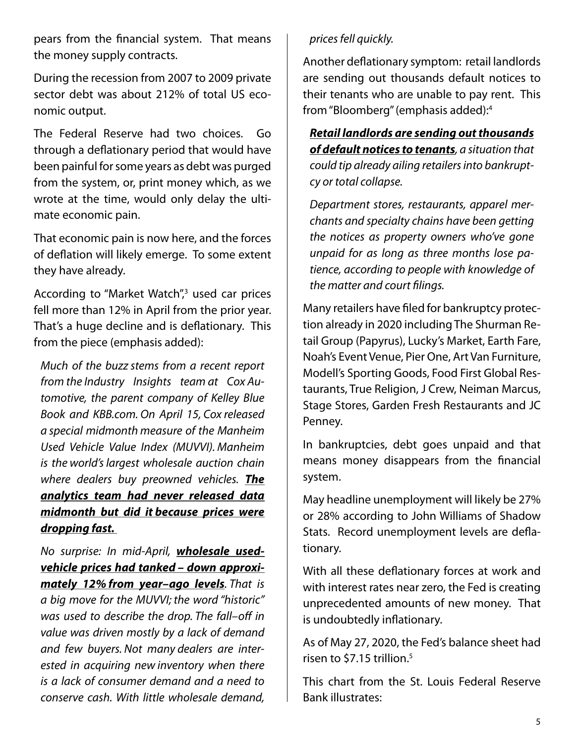pears from the financial system. That means the money supply contracts.

During the recession from 2007 to 2009 private sector debt was about 212% of total US economic output.

The Federal Reserve had two choices. Go through a deflationary period that would have been painful for some years as debt was purged from the system, or, print money which, as we wrote at the time, would only delay the ultimate economic pain.

That economic pain is now here, and the forces of deflation will likely emerge. To some extent they have already.

According to "Market Watch",[3] used car prices fell more than 12% in April from the prior year. That's a huge decline and is deflationary. This from the piece (emphasis added):

> *Much of the buzz stems from a recent report from the Industry Insights team at Cox Automotive, the parent company of Kelley Blue Book and KBB.com. On April 15, Cox released a special midmonth measure of the Manheim Used Vehicle Value Index (MUVVI). Manheim is the world's largest wholesale auction chain where dealers buy preowned vehicles.* ***<u>The analytics team had never released data midmonth but did it because prices were dropping fast.</u>***
>
> *No surprise: In mid-April,* ***<u>wholesale used-vehicle prices had tanked – down approximately 12% from year–ago levels</u>****. That is a big move for the MUVVI; the word "historic" was used to describe the drop. The fall–off in value was driven mostly by a lack of demand and few buyers. Not many dealers are interested in acquiring new inventory when there is a lack of consumer demand and a need to conserve cash. With little wholesale demand, prices fell quickly.*

Another deflationary symptom: retail landlords are sending out thousands default notices to their tenants who are unable to pay rent. This from "Bloomberg" (emphasis added):[4]

> ***<u>Retail landlords are sending out thousands of default notices to tenants</u>****, a situation that could tip already ailing retailers into bankruptcy or total collapse.*
>
> *Department stores, restaurants, apparel merchants and specialty chains have been getting the notices as property owners who've gone unpaid for as long as three months lose patience, according to people with knowledge of the matter and court filings.*

Many retailers have filed for bankruptcy protection already in 2020 including The Shurman Retail Group (Papyrus), Lucky's Market, Earth Fare, Noah's Event Venue, Pier One, Art Van Furniture, Modell's Sporting Goods, Food First Global Restaurants, True Religion, J Crew, Neiman Marcus, Stage Stores, Garden Fresh Restaurants and JC Penney.

In bankruptcies, debt goes unpaid and that means money disappears from the financial system.

May headline unemployment will likely be 27% or 28% according to John Williams of Shadow Stats. Record unemployment levels are deflationary.

With all these deflationary forces at work and with interest rates near zero, the Fed is creating unprecedented amounts of new money. That is undoubtedly inflationary.

As of May 27, 2020, the Fed's balance sheet had risen to $7.15 trillion.[5]

This chart from the St. Louis Federal Reserve Bank illustrates: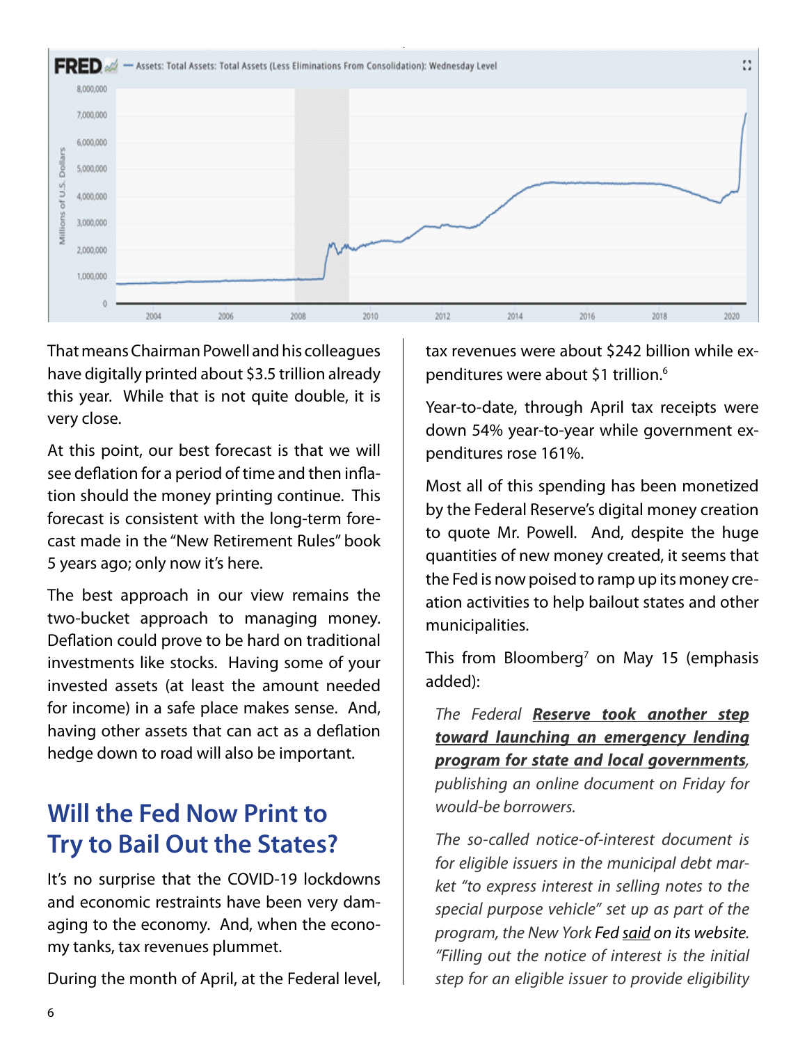That means Chairman Powell and his colleagues have digitally printed about $3.5 trillion already this year. While that is not quite double, it is very close.

At this point, our best forecast is that we will see deflation for a period of time and then inflation should the money printing continue. This forecast is consistent with the long-term forecast made in the "New Retirement Rules" book 5 years ago; only now it's here.

The best approach in our view remains the two-bucket approach to managing money. Deflation could prove to be hard on traditional investments like stocks. Having some of your invested assets (at least the amount needed for income) in a safe place makes sense. And, having other assets that can act as a deflation hedge down to road will also be important.

## Will the Fed Now Print to Try to Bail Out the States?

It's no surprise that the COVID-19 lockdowns and economic restraints have been very damaging to the economy. And, when the economy tanks, tax revenues plummet.

During the month of April, at the Federal level, tax revenues were about $242 billion while expenditures were about $1 trillion.[6]

Year-to-date, through April tax receipts were down 54% year-to-year while government expenditures rose 161%.

Most all of this spending has been monetized by the Federal Reserve's digital money creation to quote Mr. Powell. And, despite the huge quantities of new money created, it seems that the Fed is now poised to ramp up its money creation activities to help bailout states and other municipalities.

This from Bloomberg[7] on May 15 (emphasis added):

> *The Federal* ***Reserve took another step toward launching an emergency lending program for state and local governments****, publishing an online document on Friday for would-be borrowers.*
>
> *The so-called notice-of-interest document is for eligible issuers in the municipal debt market "to express interest in selling notes to the special purpose vehicle" set up as part of the program, the New York* Fed said *on its website. "Filling out the notice of interest is the initial step for an eligible issuer to provide eligibility*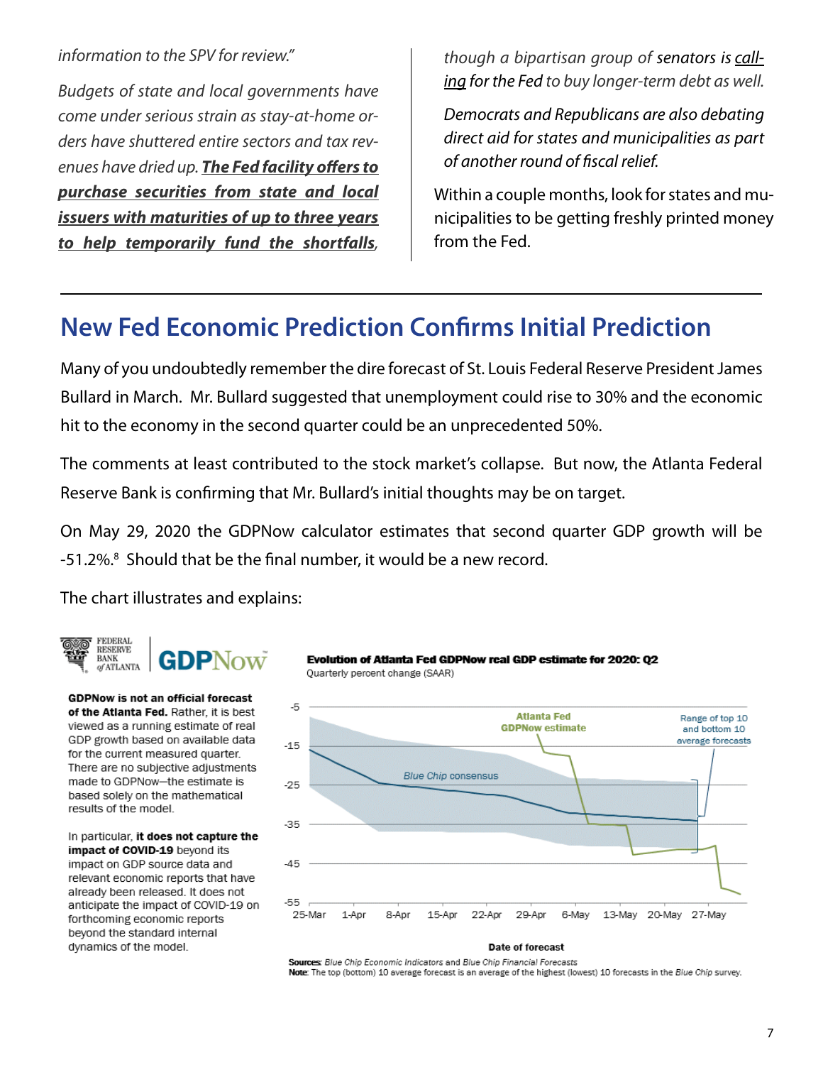*information to the SPV for review."*

*Budgets of state and local governments have come under serious strain as stay-at-home orders have shuttered entire sectors and tax revenues have dried up.* ***The Fed facility offers to purchase securities from state and local issuers with maturities of up to three years to help temporarily fund the shortfalls****, though a bipartisan group of senators is calling for the Fed to buy longer-term debt as well.*

*Democrats and Republicans are also debating direct aid for states and municipalities as part of another round of fiscal relief.*

Within a couple months, look for states and municipalities to be getting freshly printed money from the Fed.

## New Fed Economic Prediction Confirms Initial Prediction

Many of you undoubtedly remember the dire forecast of St. Louis Federal Reserve President James Bullard in March. Mr. Bullard suggested that unemployment could rise to 30% and the economic hit to the economy in the second quarter could be an unprecedented 50%.

The comments at least contributed to the stock market's collapse. But now, the Atlanta Federal Reserve Bank is confirming that Mr. Bullard's initial thoughts may be on target.

On May 29, 2020 the GDPNow calculator estimates that second quarter GDP growth will be -51.2%.[8] Should that be the final number, it would be a new record.

The chart illustrates and explains:

FEDERAL RESERVE BANK of ATLANTA GDPNow™

**GDPNow is not an official forecast of the Atlanta Fed.** Rather, it is best viewed as a running estimate of real GDP growth based on available data for the current measured quarter. There are no subjective adjustments made to GDPNow—the estimate is based solely on the mathematical results of the model.

In particular, **it does not capture the impact of COVID-19** beyond its impact on GDP source data and relevant economic reports that have already been released. It does not anticipate the impact of COVID-19 on forthcoming economic reports beyond the standard internal dynamics of the model.

**Evolution of Atlanta Fed GDPNow real GDP estimate for 2020: Q2**
Quarterly percent change (SAAR)

**Sources**: *Blue Chip Economic Indicators* and *Blue Chip Financial Forecasts*
**Note**: The top (bottom) 10 average forecast is an average of the highest (lowest) 10 forecasts in the *Blue Chip* survey.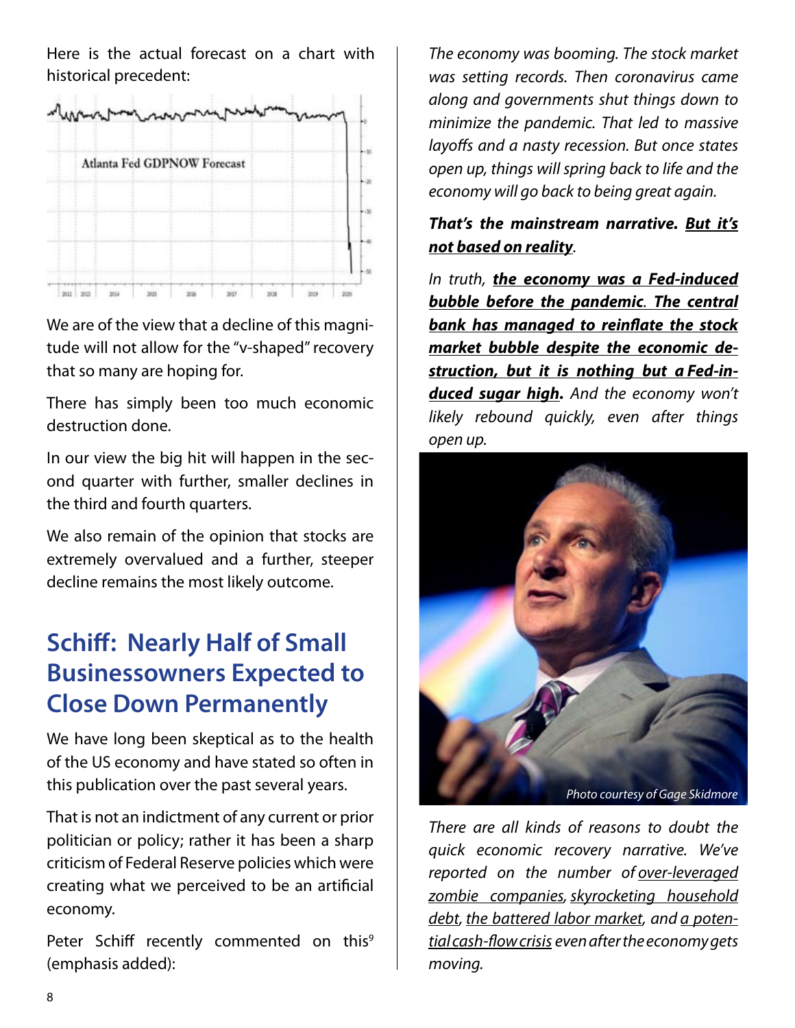Here is the actual forecast on a chart with historical precedent:

We are of the view that a decline of this magnitude will not allow for the "v-shaped" recovery that so many are hoping for.

There has simply been too much economic destruction done.

In our view the big hit will happen in the second quarter with further, smaller declines in the third and fourth quarters.

We also remain of the opinion that stocks are extremely overvalued and a further, steeper decline remains the most likely outcome.

## Schiff: Nearly Half of Small Businessowners Expected to Close Down Permanently

We have long been skeptical as to the health of the US economy and have stated so often in this publication over the past several years.

That is not an indictment of any current or prior politician or policy; rather it has been a sharp criticism of Federal Reserve policies which were creating what we perceived to be an artificial economy.

Peter Schiff recently commented on this[9] (emphasis added):

*The economy was booming. The stock market was setting records. Then coronavirus came along and governments shut things down to minimize the pandemic. That led to massive layoffs and a nasty recession. But once states open up, things will spring back to life and the economy will go back to being great again.*

***That's the mainstream narrative. <u>But it's not based on reality</u>.***

*In truth, **<u>the economy was a Fed-induced bubble before the pandemic</u>. <u>The central bank has managed to reinflate the stock market bubble despite the economic destruction, but it is nothing but a Fed-induced sugar high</u>.** And the economy won't likely rebound quickly, even after things open up.*

Photo courtesy of Gage Skidmore

*There are all kinds of reasons to doubt the quick economic recovery narrative. We've reported on the number of <u>over-leveraged zombie companies</u>, <u>skyrocketing household debt</u>, <u>the battered labor market</u>, and <u>a potential cash-flow crisis</u> even after the economy gets moving.*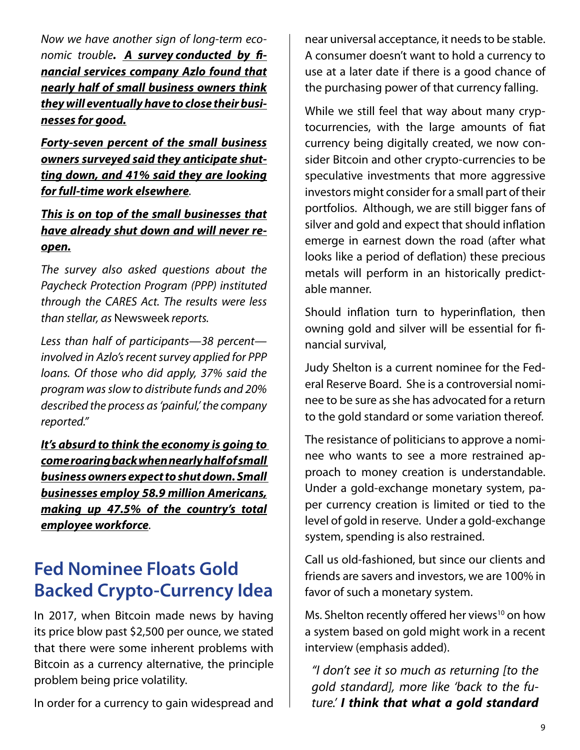*Now we have another sign of long-term economic trouble. **<u>A survey conducted by financial services company Azlo found that nearly half of small business owners think they will eventually have to close their businesses for good.</u>***

***<u>Forty-seven percent of the small business owners surveyed said they anticipate shutting down, and 41% said they are looking for full-time work elsewhere</u>***.

***<u>This is on top of the small businesses that have already shut down and will never reopen.</u>***

*The survey also asked questions about the Paycheck Protection Program (PPP) instituted through the CARES Act. The results were less than stellar, as* Newsweek *reports.*

*Less than half of participants—38 percent—involved in Azlo's recent survey applied for PPP loans. Of those who did apply, 37% said the program was slow to distribute funds and 20% described the process as 'painful,' the company reported."*

***<u>It's absurd to think the economy is going to come roaring back when nearly half of small business owners expect to shut down. Small businesses employ 58.9 million Americans, making up 47.5% of the country's total employee workforce</u>***.

## Fed Nominee Floats Gold Backed Crypto-Currency Idea

In 2017, when Bitcoin made news by having its price blow past $2,500 per ounce, we stated that there were some inherent problems with Bitcoin as a currency alternative, the principle problem being price volatility.

In order for a currency to gain widespread and near universal acceptance, it needs to be stable. A consumer doesn't want to hold a currency to use at a later date if there is a good chance of the purchasing power of that currency falling.

While we still feel that way about many cryptocurrencies, with the large amounts of fiat currency being digitally created, we now consider Bitcoin and other crypto-currencies to be speculative investments that more aggressive investors might consider for a small part of their portfolios. Although, we are still bigger fans of silver and gold and expect that should inflation emerge in earnest down the road (after what looks like a period of deflation) these precious metals will perform in an historically predictable manner.

Should inflation turn to hyperinflation, then owning gold and silver will be essential for financial survival,

Judy Shelton is a current nominee for the Federal Reserve Board. She is a controversial nominee to be sure as she has advocated for a return to the gold standard or some variation thereof.

The resistance of politicians to approve a nominee who wants to see a more restrained approach to money creation is understandable. Under a gold-exchange monetary system, paper currency creation is limited or tied to the level of gold in reserve. Under a gold-exchange system, spending is also restrained.

Call us old-fashioned, but since our clients and friends are savers and investors, we are 100% in favor of such a monetary system.

Ms. Shelton recently offered her views[10] on how a system based on gold might work in a recent interview (emphasis added).

*"I don't see it so much as returning [to the gold standard], more like 'back to the future.' **I think that what a gold standard***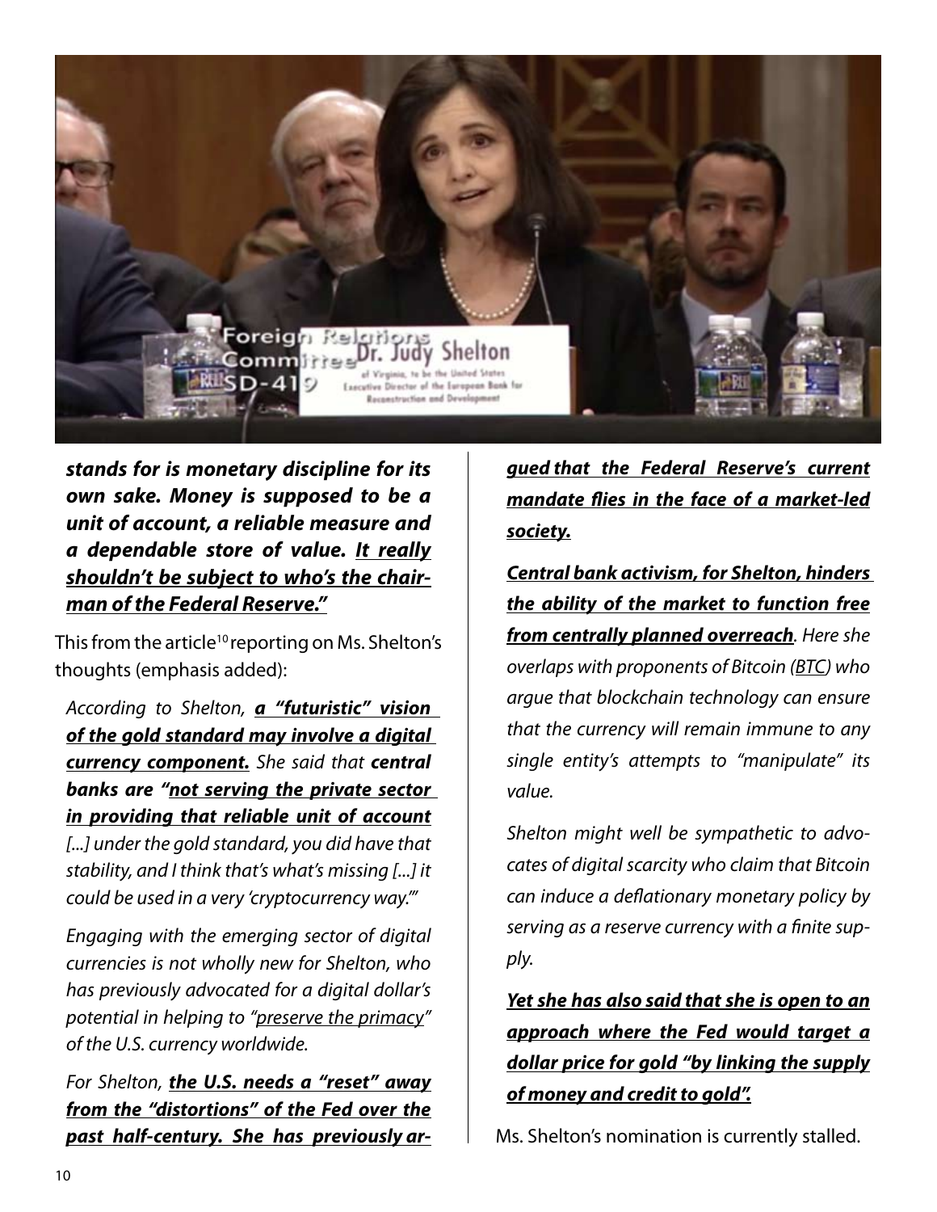***stands for is monetary discipline for its own sake. Money is supposed to be a unit of account, a reliable measure and a dependable store of value. <u>It really shouldn't be subject to who's the chairman of the Federal Reserve."</u>***

This from the article[10] reporting on Ms. Shelton's thoughts (emphasis added):

*According to Shelton, **<u>a "futuristic" vision of the gold standard may involve a digital currency component.</u>** She said that **central banks are "<u>not serving the private sector in providing that reliable unit of account</u>** [...] under the gold standard, you did have that stability, and I think that's what's missing [...] it could be used in a very 'cryptocurrency way.'"*

*Engaging with the emerging sector of digital currencies is not wholly new for Shelton, who has previously advocated for a digital dollar's potential in helping to "<u>preserve the primacy</u>" of the U.S. currency worldwide.*

*For Shelton, **<u>the U.S. needs a "reset" away from the "distortions" of the Fed over the past half-century. She has previously argued that the Federal Reserve's current mandate flies in the face of a market-led society.</u>***

***<u>Central bank activism, for Shelton, hinders the ability of the market to function free from centrally planned overreach</u>**. Here she overlaps with proponents of Bitcoin (<u>BTC</u>) who argue that blockchain technology can ensure that the currency will remain immune to any single entity's attempts to "manipulate" its value.*

*Shelton might well be sympathetic to advocates of digital scarcity who claim that Bitcoin can induce a deflationary monetary policy by serving as a reserve currency with a finite supply.*

***<u>Yet she has also said that she is open to an approach where the Fed would target a dollar price for gold "by linking the supply of money and credit to gold".</u>***

Ms. Shelton's nomination is currently stalled.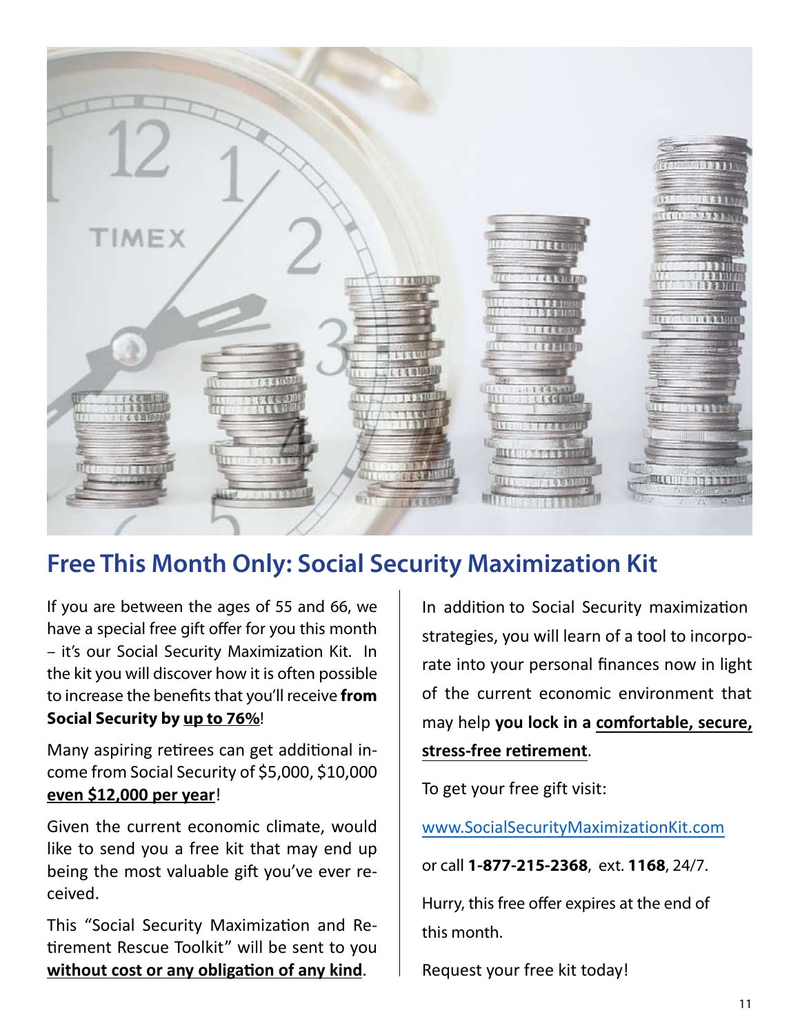## Free This Month Only: Social Security Maximization Kit

If you are between the ages of 55 and 66, we have a special free gift offer for you this month – it's our Social Security Maximization Kit. In the kit you will discover how it is often possible to increase the benefits that you'll receive **from Social Security by <u>up to 76%</u>**!

Many aspiring retirees can get additional income from Social Security of $5,000, $10,000 **<u>even $12,000 per year</u>**!

Given the current economic climate, would like to send you a free kit that may end up being the most valuable gift you've ever received.

This "Social Security Maximization and Retirement Rescue Toolkit" will be sent to you **<u>without cost or any obligation of any kind</u>**.

In addition to Social Security maximization strategies, you will learn of a tool to incorporate into your personal finances now in light of the current economic environment that may help **you lock in a <u>comfortable, secure, stress-free retirement</u>**.

To get your free gift visit:

www.SocialSecurityMaximizationKit.com

or call **1-877-215-2368**, ext. **1168**, 24/7.

Hurry, this free offer expires at the end of this month.

Request your free kit today!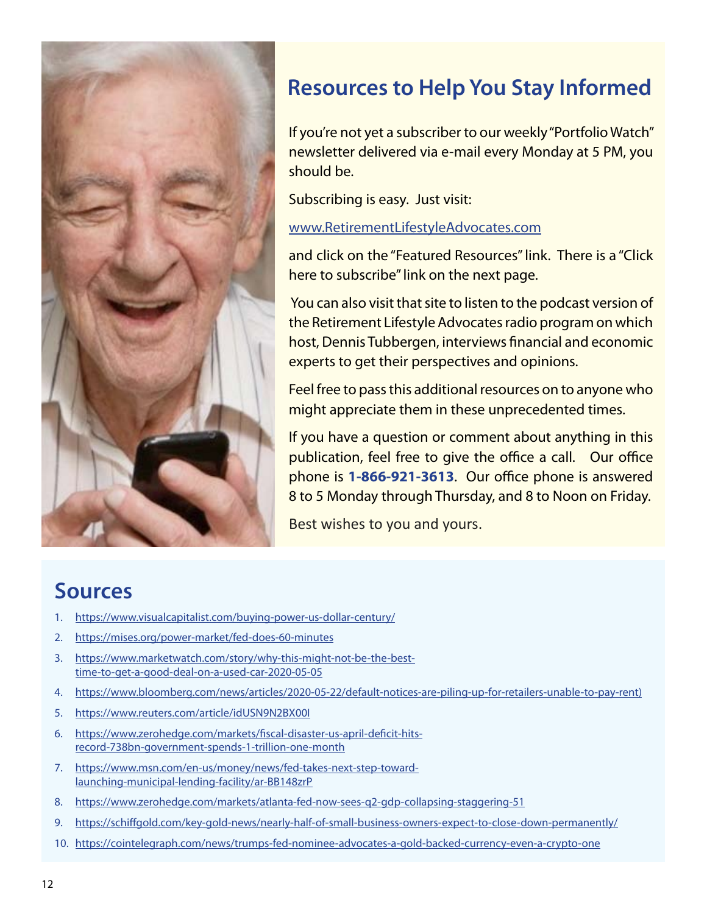## Resources to Help You Stay Informed

If you're not yet a subscriber to our weekly "Portfolio Watch" newsletter delivered via e-mail every Monday at 5 PM, you should be.

Subscribing is easy. Just visit:

www.RetirementLifestyleAdvocates.com

and click on the "Featured Resources" link. There is a "Click here to subscribe" link on the next page.

You can also visit that site to listen to the podcast version of the Retirement Lifestyle Advocates radio program on which host, Dennis Tubbergen, interviews financial and economic experts to get their perspectives and opinions.

Feel free to pass this additional resources on to anyone who might appreciate them in these unprecedented times.

If you have a question or comment about anything in this publication, feel free to give the office a call. Our office phone is **1-866-921-3613**. Our office phone is answered 8 to 5 Monday through Thursday, and 8 to Noon on Friday.

Best wishes to you and yours.

## Sources

1. https://www.visualcapitalist.com/buying-power-us-dollar-century/
2. https://mises.org/power-market/fed-does-60-minutes
3. https://www.marketwatch.com/story/why-this-might-not-be-the-best-time-to-get-a-good-deal-on-a-used-car-2020-05-05
4. https://www.bloomberg.com/news/articles/2020-05-22/default-notices-are-piling-up-for-retailers-unable-to-pay-rent)
5. https://www.reuters.com/article/idUSN9N2BX00I
6. https://www.zerohedge.com/markets/fiscal-disaster-us-april-deficit-hits-record-738bn-government-spends-1-trillion-one-month
7. https://www.msn.com/en-us/money/news/fed-takes-next-step-toward-launching-municipal-lending-facility/ar-BB148zrP
8. https://www.zerohedge.com/markets/atlanta-fed-now-sees-q2-gdp-collapsing-staggering-51
9. https://schiffgold.com/key-gold-news/nearly-half-of-small-business-owners-expect-to-close-down-permanently/
10. https://cointelegraph.com/news/trumps-fed-nominee-advocates-a-gold-backed-currency-even-a-crypto-one